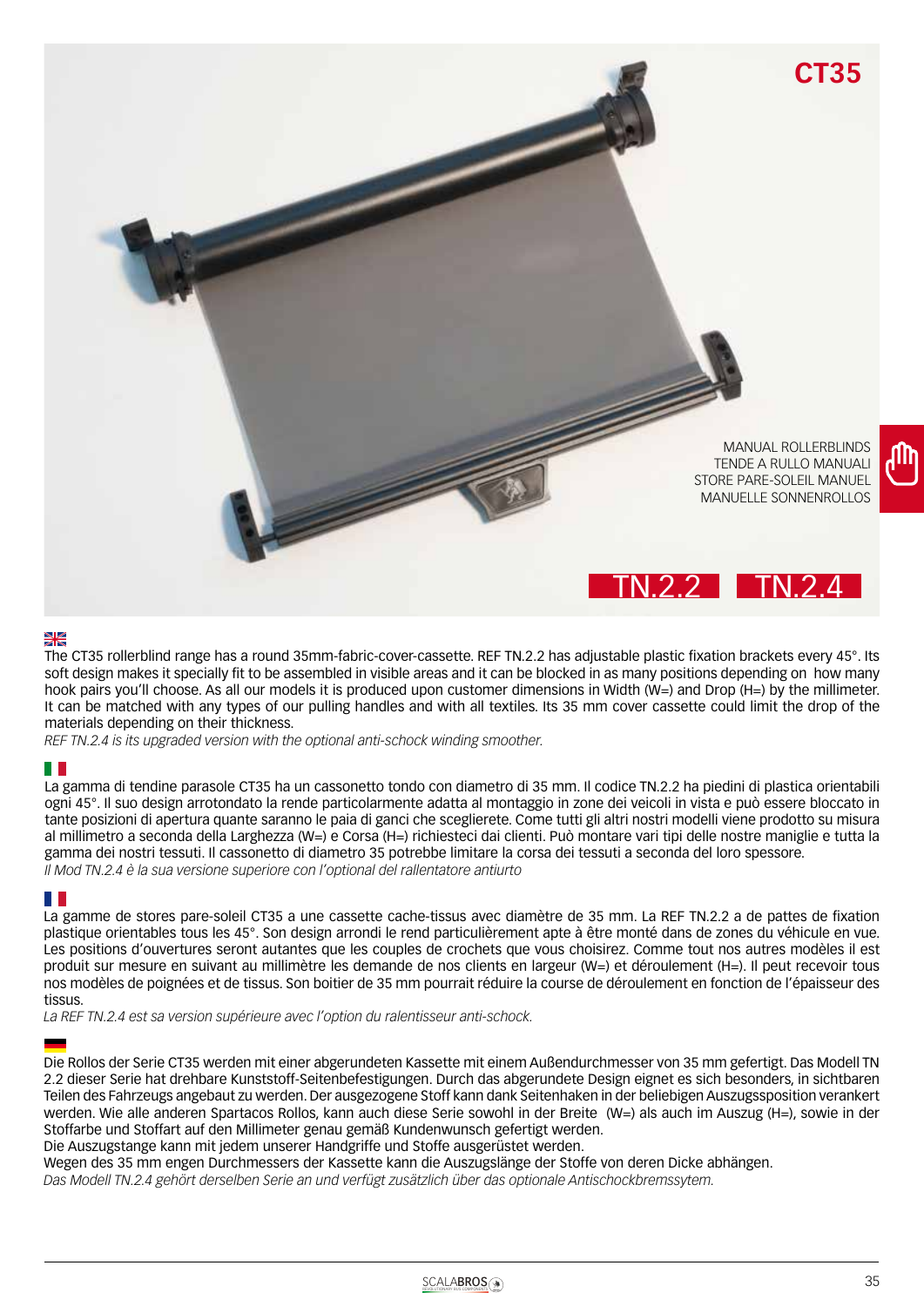# CT35

MANUAL ROLLERBLINDS
TENDE A RULLO MANUALI
STORE PARE-SOLEIL MANUEL
MANUELLE SONNENROLLOS

TN.2.2 TN.2.4

The CT35 rollerblind range has a round 35mm-fabric-cover-cassette. REF TN.2.2 has adjustable plastic fixation brackets every 45°. Its soft design makes it specially fit to be assembled in visible areas and it can be blocked in as many positions depending on how many hook pairs you'll choose. As all our models it is produced upon customer dimensions in Width (W=) and Drop (H=) by the millimeter. It can be matched with any types of our pulling handles and with all textiles. Its 35 mm cover cassette could limit the drop of the materials depending on their thickness.

*REF TN.2.4 is its upgraded version with the optional anti-schock winding smoother.*

La gamma di tendine parasole CT35 ha un cassonetto tondo con diametro di 35 mm. Il codice TN.2.2 ha piedini di plastica orientabili ogni 45°. Il suo design arrotondato la rende particolarmente adatta al montaggio in zone dei veicoli in vista e può essere bloccato in tante posizioni di apertura quante saranno le paia di ganci che sceglierete. Come tutti gli altri nostri modelli viene prodotto su misura al millimetro a seconda della Larghezza (W=) e Corsa (H=) richiesteci dai clienti. Può montare vari tipi delle nostre maniglie e tutta la gamma dei nostri tessuti. Il cassonetto di diametro 35 potrebbe limitare la corsa dei tessuti a seconda del loro spessore.

*Il Mod TN.2.4 è la sua versione superiore con l'optional del rallentatore antiurto*

La gamme de stores pare-soleil CT35 a une cassette cache-tissus avec diamètre de 35 mm. La REF TN.2.2 a de pattes de fixation plastique orientables tous les 45°. Son design arrondi le rend particulièrement apte à être monté dans de zones du véhicule en vue. Les positions d'ouvertures seront autantes que les couples de crochets que vous choisirez. Comme tout nos autres modèles il est produit sur mesure en suivant au millimètre les demande de nos clients en largeur (W=) et déroulement (H=). Il peut recevoir tous nos modèles de poignées et de tissus. Son boitier de 35 mm pourrait réduire la course de déroulement en fonction de l'épaisseur des tissus.

*La REF TN.2.4 est sa version supérieure avec l'option du ralentisseur anti-schock.*

Die Rollos der Serie CT35 werden mit einer abgerundeten Kassette mit einem Außendurchmesser von 35 mm gefertigt. Das Modell TN 2.2 dieser Serie hat drehbare Kunststoff-Seitenbefestigungen. Durch das abgerundete Design eignet es sich besonders, in sichtbaren Teilen des Fahrzeugs angebaut zu werden. Der ausgezogene Stoff kann dank Seitenhaken in der beliebigen Auszugsposition verankert werden. Wie alle anderen Spartacos Rollos, kann auch diese Serie sowohl in der Breite (W=) als auch im Auszug (H=), sowie in der Stoffarbe und Stoffart auf den Millimeter genau gemäß Kundenwunsch gefertigt werden.
Die Auszugstange kann mit jedem unserer Handgriffe und Stoffe ausgerüstet werden.
Wegen des 35 mm engen Durchmessers der Kassette kann die Auszugslänge der Stoffe von deren Dicke abhängen.

*Das Modell TN.2.4 gehört derselben Serie an und verfügt zusätzlich über das optionale Antischockbremssytem.*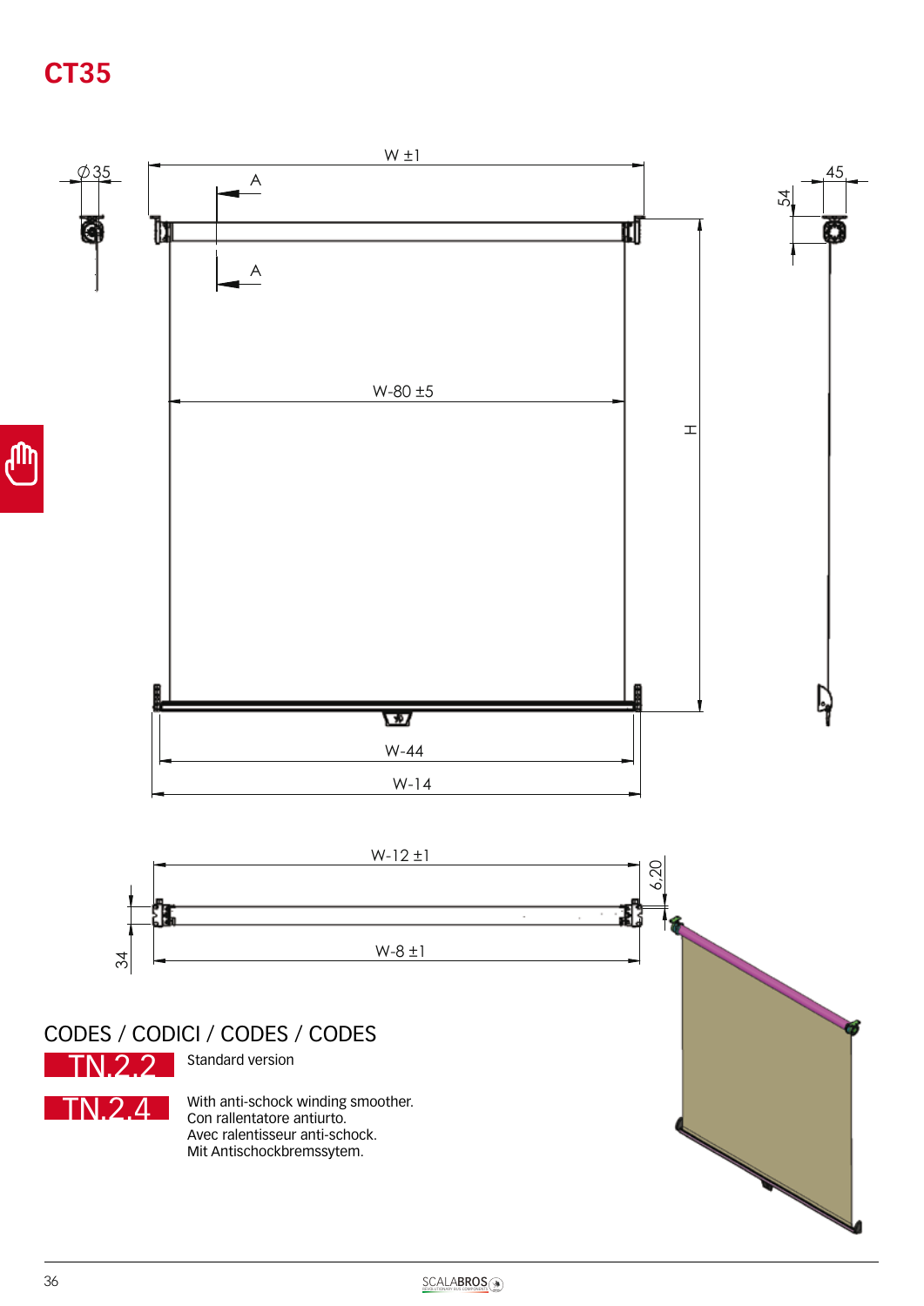# CT35

Ø35

W ±1

A

A

W-80 ±5

H

54

45

W-44

W-14

W-12 ±1

6,20

34

W-8 ±1

## CODES / CODICI / CODES / CODES

| | |
|---|---|
| TN.2.2 | Standard version |
| TN.2.4 | With anti-schock winding smoother.<br>Con rallentatore antiurto.<br>Avec ralentisseur anti-schock.<br>Mit Antischockbremssytem. |